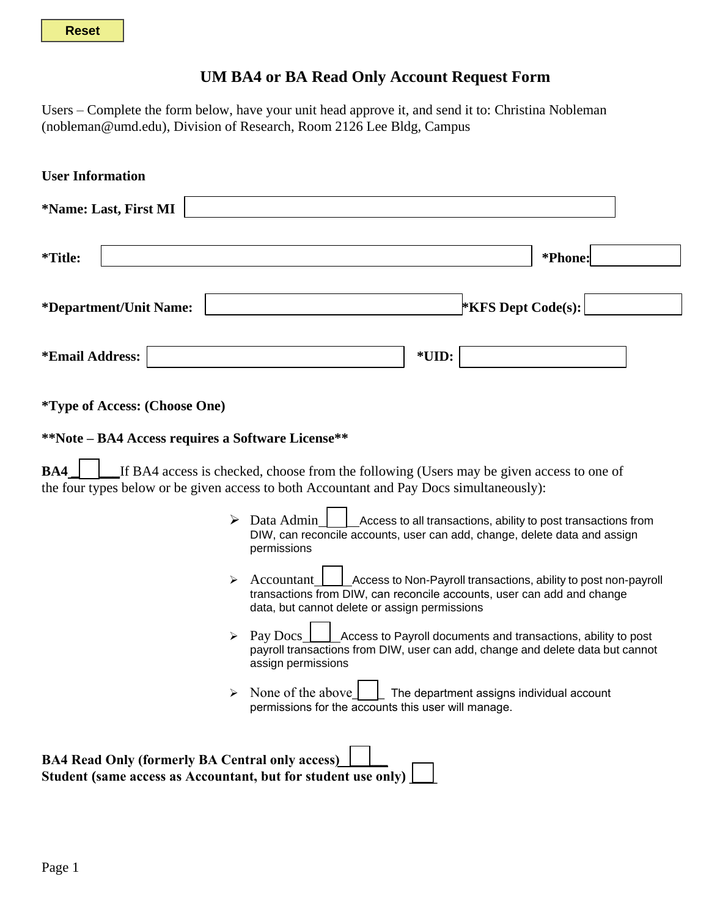Reset

# UM BA4 or BA Read Only Account Request Form

Users – Complete the form below, have your unit head approve it, and send it to: Christina Nobleman (nobleman@umd.edu), Division of Research, Room 2126 Lee Bldg, Campus

**User Information**

**\*Name: Last, First MI** ____________________

**\*Title:** ____________________ **\*Phone:** __________

**\*Department/Unit Name:** ____________________ **\*KFS Dept Code(s):** __________

**\*Email Address:** ____________________ **\*UID:** __________

**\*Type of Access: (Choose One)**

**\*\*Note – BA4 Access requires a Software License\*\***

**BA4** ☐ If BA4 access is checked, choose from the following (Users may be given access to one of the four types below or be given access to both Accountant and Pay Docs simultaneously):

- Data Admin ☐ Access to all transactions, ability to post transactions from DIW, can reconcile accounts, user can add, change, delete data and assign permissions
- Accountant ☐ Access to Non-Payroll transactions, ability to post non-payroll transactions from DIW, can reconcile accounts, user can add and change data, but cannot delete or assign permissions
- Pay Docs ☐ Access to Payroll documents and transactions, ability to post payroll transactions from DIW, user can add, change and delete data but cannot assign permissions
- None of the above ☐ The department assigns individual account permissions for the accounts this user will manage.

**BA4 Read Only (formerly BA Central only access)** ☐
**Student (same access as Accountant, but for student use only)** ☐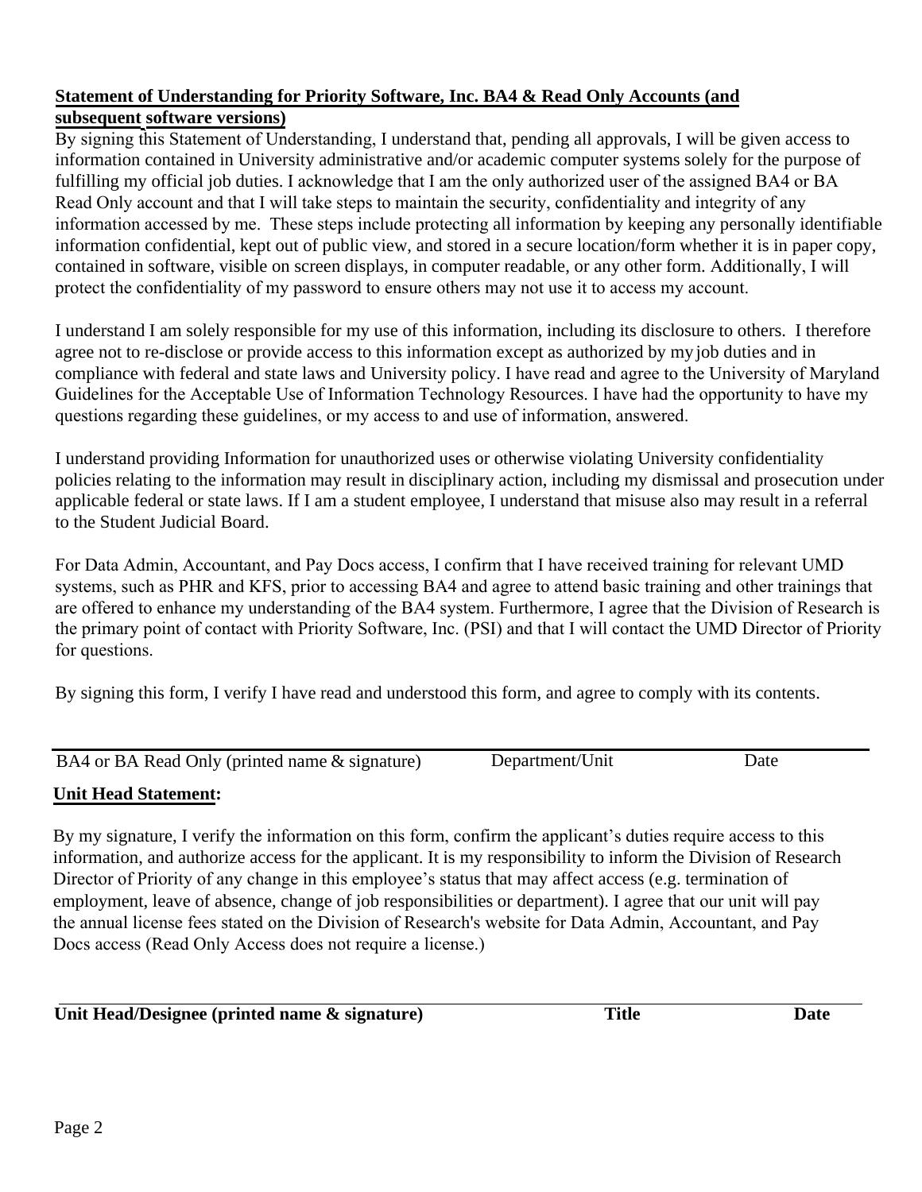**Statement of Understanding for Priority Software, Inc. BA4 & Read Only Accounts (and subsequent software versions)**

By signing this Statement of Understanding, I understand that, pending all approvals, I will be given access to information contained in University administrative and/or academic computer systems solely for the purpose of fulfilling my official job duties. I acknowledge that I am the only authorized user of the assigned BA4 or BA Read Only account and that I will take steps to maintain the security, confidentiality and integrity of any information accessed by me. These steps include protecting all information by keeping any personally identifiable information confidential, kept out of public view, and stored in a secure location/form whether it is in paper copy, contained in software, visible on screen displays, in computer readable, or any other form. Additionally, I will protect the confidentiality of my password to ensure others may not use it to access my account.

I understand I am solely responsible for my use of this information, including its disclosure to others. I therefore agree not to re-disclose or provide access to this information except as authorized by my job duties and in compliance with federal and state laws and University policy. I have read and agree to the University of Maryland Guidelines for the Acceptable Use of Information Technology Resources. I have had the opportunity to have my questions regarding these guidelines, or my access to and use of information, answered.

I understand providing Information for unauthorized uses or otherwise violating University confidentiality policies relating to the information may result in disciplinary action, including my dismissal and prosecution under applicable federal or state laws. If I am a student employee, I understand that misuse also may result in a referral to the Student Judicial Board.

For Data Admin, Accountant, and Pay Docs access, I confirm that I have received training for relevant UMD systems, such as PHR and KFS, prior to accessing BA4 and agree to attend basic training and other trainings that are offered to enhance my understanding of the BA4 system. Furthermore, I agree that the Division of Research is the primary point of contact with Priority Software, Inc. (PSI) and that I will contact the UMD Director of Priority for questions.

By signing this form, I verify I have read and understood this form, and agree to comply with its contents.

BA4 or BA Read Only (printed name & signature) Department/Unit Date

**Unit Head Statement:**

By my signature, I verify the information on this form, confirm the applicant's duties require access to this information, and authorize access for the applicant. It is my responsibility to inform the Division of Research Director of Priority of any change in this employee's status that may affect access (e.g. termination of employment, leave of absence, change of job responsibilities or department). I agree that our unit will pay the annual license fees stated on the Division of Research's website for Data Admin, Accountant, and Pay Docs access (Read Only Access does not require a license.)

**Unit Head/Designee (printed name & signature) Title Date**